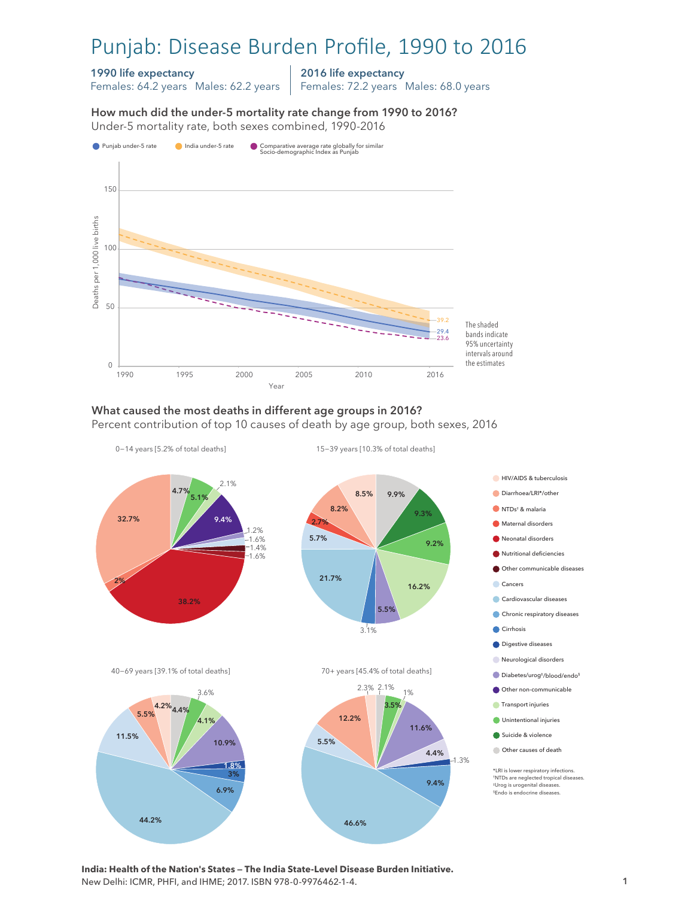# Punjab: Disease Burden Profile, 1990 to 2016

**1990 life expectancy**
Females: 64.2 years   Males: 62.2 years

**2016 life expectancy**
Females: 72.2 years   Males: 68.0 years

### How much did the under-5 mortality rate change from 1990 to 2016?

Under-5 mortality rate, both sexes combined, 1990-2016

● Punjab under-5 rate   ● India under-5 rate   ● Comparative average rate globally for similar Socio-demographic Index as Punjab

Deaths per 1,000 live births (0–150); Year (1990–2016)

2016 values: India 39.2; Punjab 29.4; Comparative 23.6

The shaded bands indicate 95% uncertainty intervals around the estimates

### What caused the most deaths in different age groups in 2016?

Percent contribution of top 10 causes of death by age group, both sexes, 2016

**0–14 years [5.2% of total deaths]**: 38.2%, 32.7%, 9.4%, 5.1%, 4.7%, 2.1%, 2%, 1.6%, 1.6%, 1.4%, 1.2%

**15–39 years [10.3% of total deaths]**: 21.7%, 16.2%, 9.9%, 9.3%, 9.2%, 8.5%, 8.2%, 5.7%, 5.5%, 3.1%, 2.7%

**40–69 years [39.1% of total deaths]**: 44.2%, 11.5%, 10.9%, 6.9%, 5.5%, 4.4%, 4.2%, 4.1%, 3.6%, 3%, 1.8%

**70+ years [45.4% of total deaths]**: 46.6%, 12.2%, 11.6%, 9.4%, 5.5%, 4.4%, 3.5%, 2.3%, 2.1%, 1.3%, 1%

Legend:
- HIV/AIDS & tuberculosis
- Diarrhoea/LRI*/other
- NTDs† & malaria
- Maternal disorders
- Neonatal disorders
- Nutritional deficiencies
- Other communicable diseases
- Cancers
- Cardiovascular diseases
- Chronic respiratory diseases
- Cirrhosis
- Digestive diseases
- Neurological disorders
- Diabetes/urog‡/blood/endo§
- Other non-communicable
- Transport injuries
- Unintentional injuries
- Suicide & violence
- Other causes of death

*LRI is lower respiratory infections.
†NTDs are neglected tropical diseases.
‡Urog is urogenital diseases.
§Endo is endocrine diseases.

**India: Health of the Nation's States — The India State-Level Disease Burden Initiative.**
New Delhi: ICMR, PHFI, and IHME; 2017. ISBN 978-0-9976462-1-4.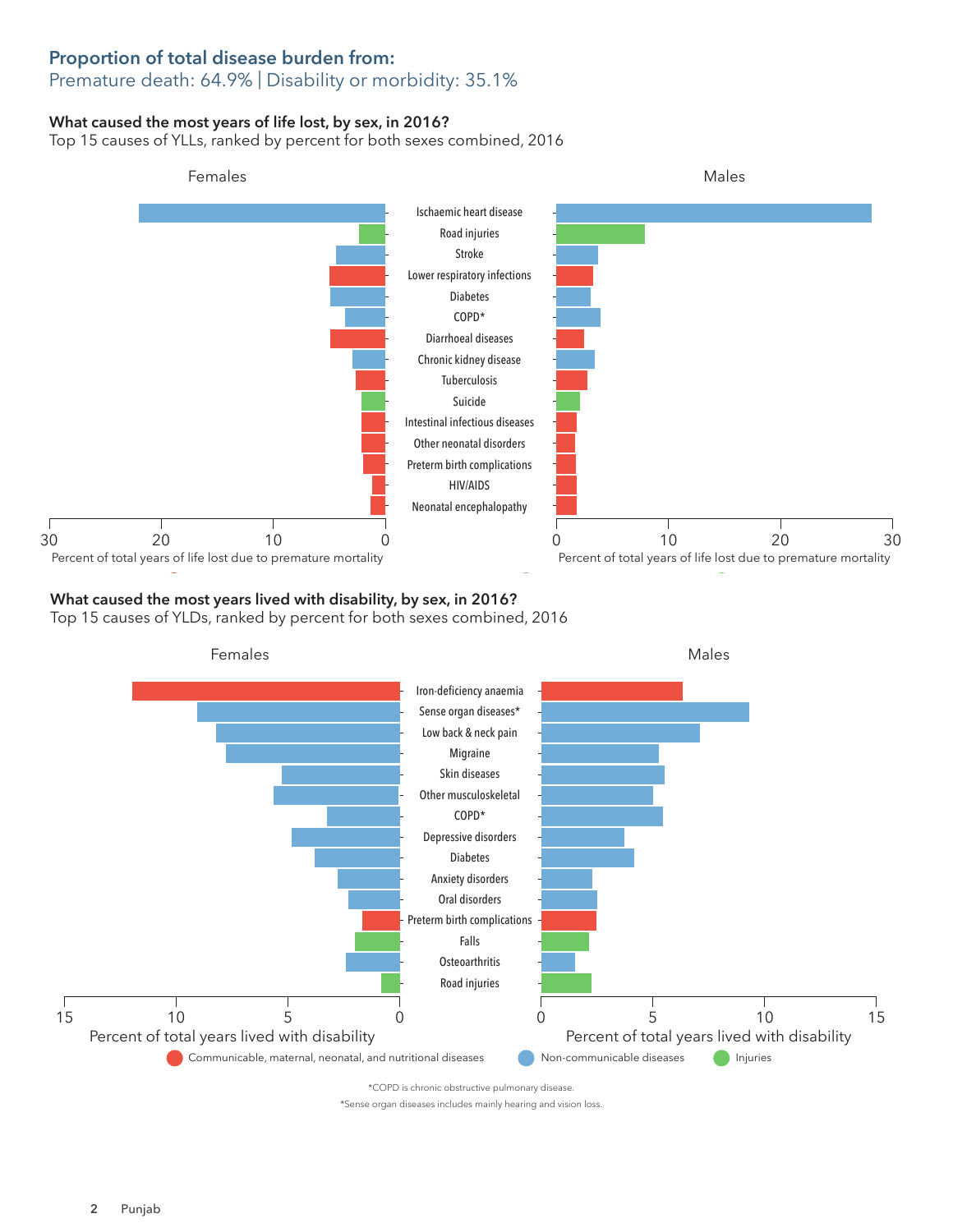## Proportion of total disease burden from:

Premature death: 64.9% | Disability or morbidity: 35.1%

### What caused the most years of life lost, by sex, in 2016?

Top 15 causes of YLLs, ranked by percent for both sexes combined, 2016

Females | Males

- Ischaemic heart disease
- Road injuries
- Stroke
- Lower respiratory infections
- Diabetes
- COPD*
- Diarrhoeal diseases
- Chronic kidney disease
- Tuberculosis
- Suicide
- Intestinal infectious diseases
- Other neonatal disorders
- Preterm birth complications
- HIV/AIDS
- Neonatal encephalopathy

Percent of total years of life lost due to premature mortality

### What caused the most years lived with disability, by sex, in 2016?

Top 15 causes of YLDs, ranked by percent for both sexes combined, 2016

Females | Males

- Iron-deficiency anaemia
- Sense organ diseases*
- Low back & neck pain
- Migraine
- Skin diseases
- Other musculoskeletal
- COPD*
- Depressive disorders
- Diabetes
- Anxiety disorders
- Oral disorders
- Preterm birth complications
- Falls
- Osteoarthritis
- Road injuries

Percent of total years lived with disability

Communicable, maternal, neonatal, and nutritional diseases | Non-communicable diseases | Injuries

*COPD is chronic obstructive pulmonary disease.

*Sense organ diseases includes mainly hearing and vision loss.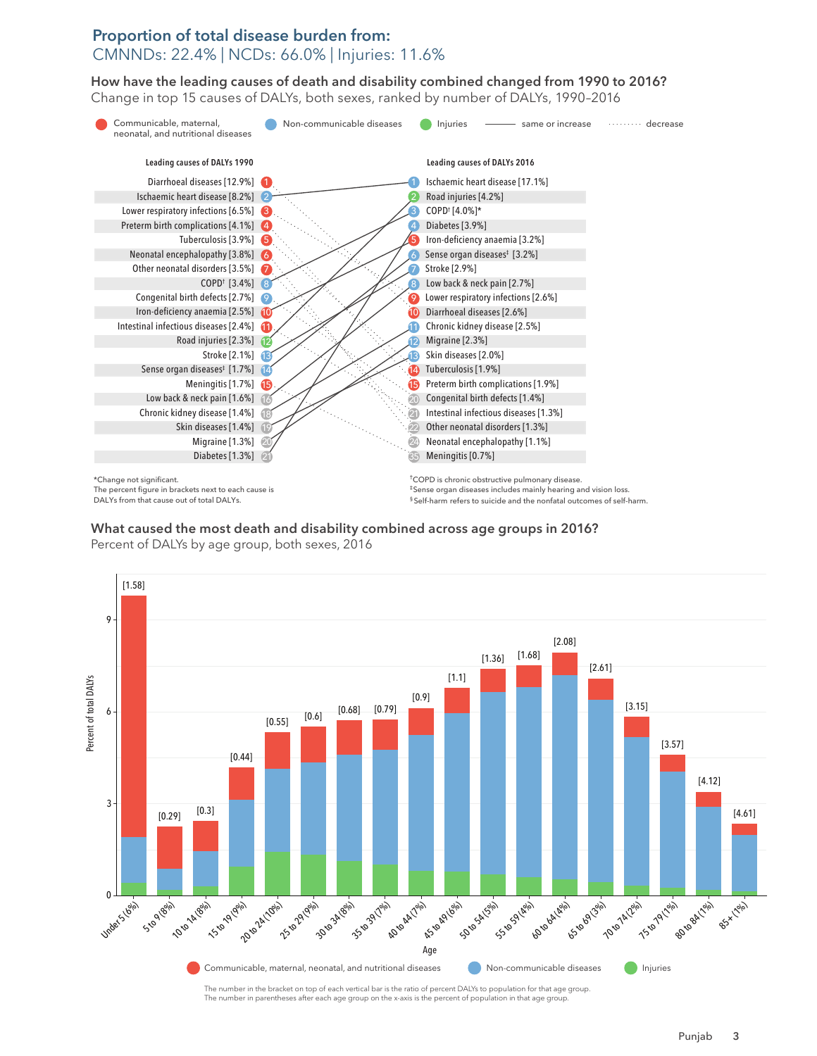## Proportion of total disease burden from:

CMNNDs: 22.4% | NCDs: 66.0% | Injuries: 11.6%

### How have the leading causes of death and disability combined changed from 1990 to 2016?

Change in top 15 causes of DALYs, both sexes, ranked by number of DALYs, 1990–2016

Legend: Communicable, maternal, neonatal, and nutritional diseases; Non-communicable diseases; Injuries; ——— same or increase; ······· decrease

| Leading causes of DALYs 1990 | Rank | Rank | Leading causes of DALYs 2016 |
|---|---|---|---|
| Diarrhoeal diseases [12.9%] | 1 | 1 | Ischaemic heart disease [17.1%] |
| Ischaemic heart disease [8.2%] | 2 | 2 | Road injuries [4.2%] |
| Lower respiratory infections [6.5%] | 3 | 3 | COPD† [4.0%]* |
| Preterm birth complications [4.1%] | 4 | 4 | Diabetes [3.9%] |
| Tuberculosis [3.9%] | 5 | 5 | Iron-deficiency anaemia [3.2%] |
| Neonatal encephalopathy [3.8%] | 6 | 6 | Sense organ diseases‡ [3.2%] |
| Other neonatal disorders [3.5%] | 7 | 7 | Stroke [2.9%] |
| COPD† [3.4%] | 8 | 8 | Low back & neck pain [2.7%] |
| Congenital birth defects [2.7%] | 9 | 9 | Lower respiratory infections [2.6%] |
| Iron-deficiency anaemia [2.5%] | 10 | 10 | Diarrhoeal diseases [2.6%] |
| Intestinal infectious diseases [2.4%] | 11 | 11 | Chronic kidney disease [2.5%] |
| Road injuries [2.3%] | 12 | 12 | Migraine [2.3%] |
| Stroke [2.1%] | 13 | 13 | Skin diseases [2.0%] |
| Sense organ diseases‡ [1.7%] | 14 | 14 | Tuberculosis [1.9%] |
| Meningitis [1.7%] | 15 | 15 | Preterm birth complications [1.9%] |
| Low back & neck pain [1.6%] | 16 | 20 | Congenital birth defects [1.4%] |
| Chronic kidney disease [1.4%] | 18 | 21 | Intestinal infectious diseases [1.3%] |
| Skin diseases [1.4%] | 19 | 22 | Other neonatal disorders [1.3%] |
| Migraine [1.3%] | 20 | 24 | Neonatal encephalopathy [1.1%] |
| Diabetes [1.3%] | 21 | 35 | Meningitis [0.7%] |

*Change not significant.
The percent figure in brackets next to each cause is DALYs from that cause out of total DALYs.

†COPD is chronic obstructive pulmonary disease.
‡Sense organ diseases includes mainly hearing and vision loss.
§Self-harm refers to suicide and the nonfatal outcomes of self-harm.

### What caused the most death and disability combined across age groups in 2016?

Percent of DALYs by age group, both sexes, 2016

| Age group (percent of population) | Ratio of percent DALYs to population |
|---|---|
| Under 5 (6%) | 1.58 |
| 5 to 9 (8%) | 0.29 |
| 10 to 14 (8%) | 0.3 |
| 15 to 19 (9%) | 0.44 |
| 20 to 24 (10%) | 0.55 |
| 25 to 29 (9%) | 0.6 |
| 30 to 34 (8%) | 0.68 |
| 35 to 39 (7%) | 0.79 |
| 40 to 44 (7%) | 0.9 |
| 45 to 49 (6%) | 1.1 |
| 50 to 54 (5%) | 1.36 |
| 55 to 59 (4%) | 1.68 |
| 60 to 64 (4%) | 2.08 |
| 65 to 69 (3%) | 2.61 |
| 70 to 74 (2%) | 3.15 |
| 75 to 79 (1%) | 3.57 |
| 80 to 84 (1%) | 4.12 |
| 85+ (1%) | 4.61 |

Y-axis: Percent of total DALYs (0, 3, 6, 9); X-axis: Age

Legend: Communicable, maternal, neonatal, and nutritional diseases; Non-communicable diseases; Injuries

The number in the bracket on top of each vertical bar is the ratio of percent DALYs to population for that age group.
The number in parentheses after each age group on the x-axis is the percent of population in that age group.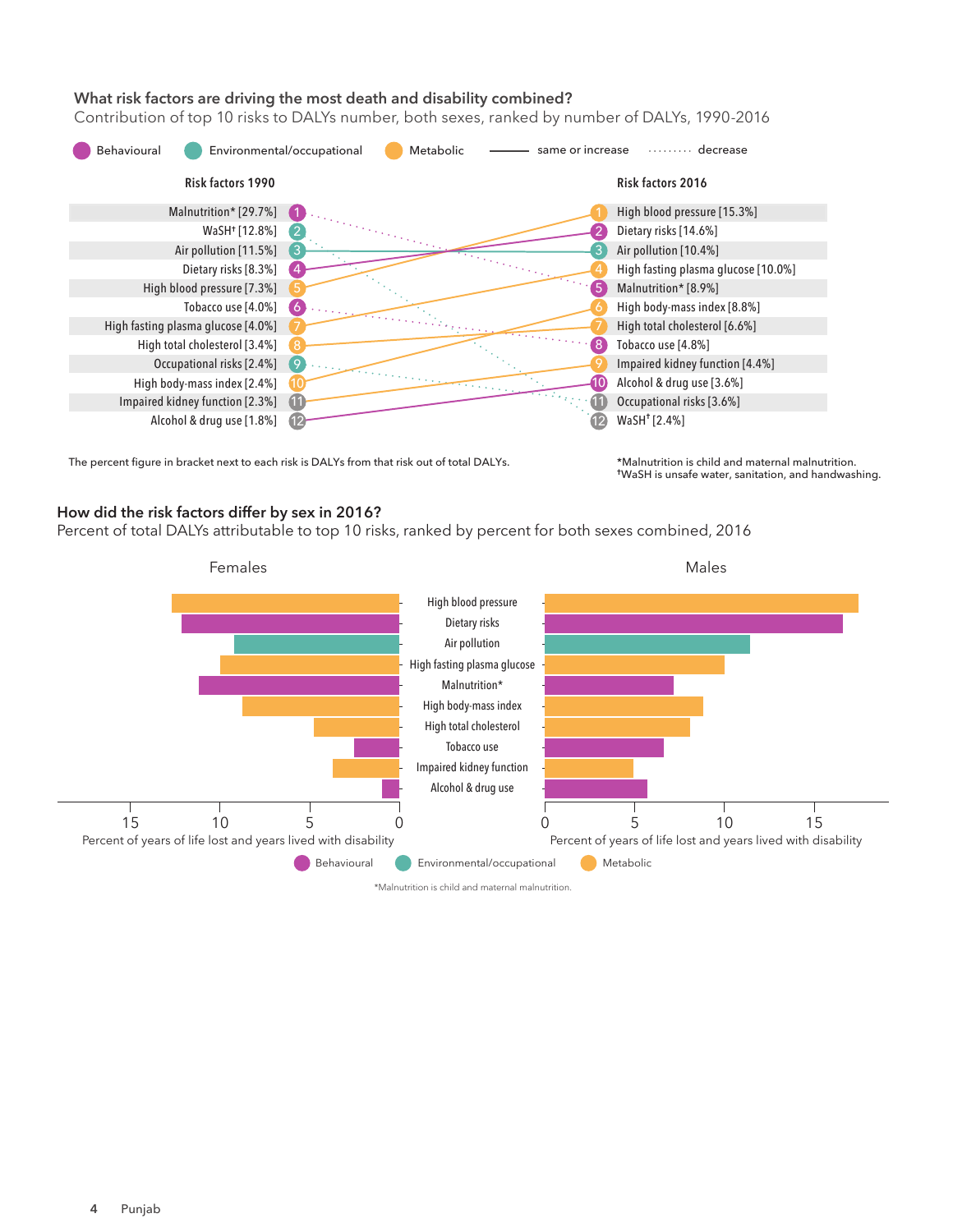### What risk factors are driving the most death and disability combined?

Contribution of top 10 risks to DALYs number, both sexes, ranked by number of DALYs, 1990-2016

Behavioural
Environmental/occupational
Metabolic
same or increase
decrease

Risk factors 1990

1 Malnutrition* [29.7%]
2 WaSH† [12.8%]
3 Air pollution [11.5%]
4 Dietary risks [8.3%]
5 High blood pressure [7.3%]
6 Tobacco use [4.0%]
7 High fasting plasma glucose [4.0%]
8 High total cholesterol [3.4%]
9 Occupational risks [2.4%]
10 High body-mass index [2.4%]
11 Impaired kidney function [2.3%]
12 Alcohol & drug use [1.8%]

Risk factors 2016

1 High blood pressure [15.3%]
2 Dietary risks [14.6%]
3 Air pollution [10.4%]
4 High fasting plasma glucose [10.0%]
5 Malnutrition* [8.9%]
6 High body-mass index [8.8%]
7 High total cholesterol [6.6%]
8 Tobacco use [4.8%]
9 Impaired kidney function [4.4%]
10 Alcohol & drug use [3.6%]
11 Occupational risks [3.6%]
12 WaSH† [2.4%]

The percent figure in bracket next to each risk is DALYs from that risk out of total DALYs.

*Malnutrition is child and maternal malnutrition.
†WaSH is unsafe water, sanitation, and handwashing.

### How did the risk factors differ by sex in 2016?

Percent of total DALYs attributable to top 10 risks, ranked by percent for both sexes combined, 2016

Females

Males

High blood pressure
Dietary risks
Air pollution
High fasting plasma glucose
Malnutrition*
High body-mass index
High total cholesterol
Tobacco use
Impaired kidney function
Alcohol & drug use

15 10 5 0

Percent of years of life lost and years lived with disability

0 5 10 15

Percent of years of life lost and years lived with disability

Behavioural
Environmental/occupational
Metabolic

*Malnutrition is child and maternal malnutrition.